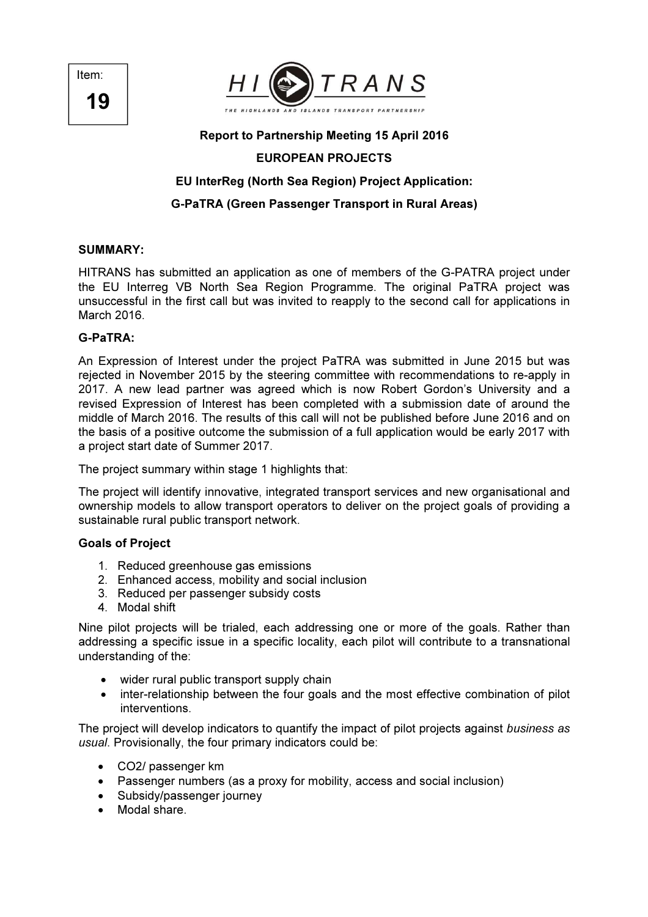Item:

**19**

**HITRANS**

THE HIGHLANDS AND ISLANDS TRANSPORT PARTNERSHIP

**Report to Partnership Meeting 15 April 2016**

**EUROPEAN PROJECTS**

**EU InterReg (North Sea Region) Project Application:**

**G-PaTRA (Green Passenger Transport in Rural Areas)**

**SUMMARY:**

HITRANS has submitted an application as one of members of the G-PATRA project under the EU Interreg VB North Sea Region Programme. The original PaTRA project was unsuccessful in the first call but was invited to reapply to the second call for applications in March 2016.

**G-PaTRA:**

An Expression of Interest under the project PaTRA was submitted in June 2015 but was rejected in November 2015 by the steering committee with recommendations to re-apply in 2017. A new lead partner was agreed which is now Robert Gordon's University and a revised Expression of Interest has been completed with a submission date of around the middle of March 2016. The results of this call will not be published before June 2016 and on the basis of a positive outcome the submission of a full application would be early 2017 with a project start date of Summer 2017.

The project summary within stage 1 highlights that:

The project will identify innovative, integrated transport services and new organisational and ownership models to allow transport operators to deliver on the project goals of providing a sustainable rural public transport network.

**Goals of Project**

1. Reduced greenhouse gas emissions
2. Enhanced access, mobility and social inclusion
3. Reduced per passenger subsidy costs
4. Modal shift

Nine pilot projects will be trialed, each addressing one or more of the goals. Rather than addressing a specific issue in a specific locality, each pilot will contribute to a transnational understanding of the:

- wider rural public transport supply chain
- inter-relationship between the four goals and the most effective combination of pilot interventions.

The project will develop indicators to quantify the impact of pilot projects against *business as usual.* Provisionally, the four primary indicators could be:

- $CO_2$/ passenger km
- Passenger numbers (as a proxy for mobility, access and social inclusion)
- Subsidy/passenger journey
- Modal share.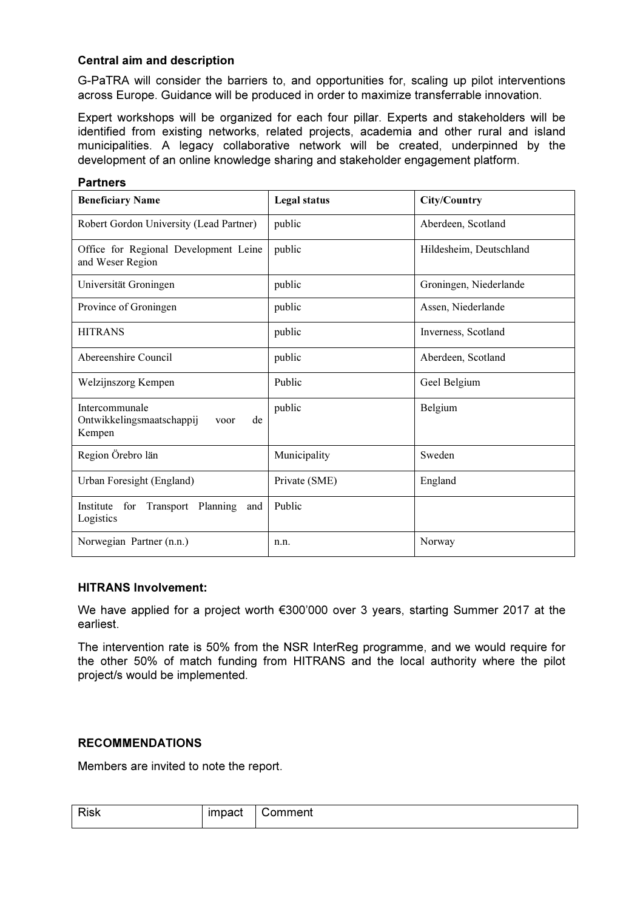**Central aim and description**

G-PaTRA will consider the barriers to, and opportunities for, scaling up pilot interventions across Europe. Guidance will be produced in order to maximize transferrable innovation.

Expert workshops will be organized for each four pillar. Experts and stakeholders will be identified from existing networks, related projects, academia and other rural and island municipalities. A legacy collaborative network will be created, underpinned by the development of an online knowledge sharing and stakeholder engagement platform.

**Partners**

| Beneficiary Name | Legal status | City/Country |
|---|---|---|
| Robert Gordon University (Lead Partner) | public | Aberdeen, Scotland |
| Office for Regional Development Leine and Weser Region | public | Hildesheim, Deutschland |
| Universität Groningen | public | Groningen, Niederlande |
| Province of Groningen | public | Assen, Niederlande |
| HITRANS | public | Inverness, Scotland |
| Abereenshire Council | public | Aberdeen, Scotland |
| Welzijnszorg Kempen | Public | Geel Belgium |
| Intercommunale Ontwikkelingsmaatschappij voor de Kempen | public | Belgium |
| Region Örebro län | Municipality | Sweden |
| Urban Foresight (England) | Private (SME) | England |
| Institute for Transport Planning and Logistics | Public | |
| Norwegian Partner (n.n.) | n.n. | Norway |

**HITRANS Involvement:**

We have applied for a project worth €300'000 over 3 years, starting Summer 2017 at the earliest.

The intervention rate is 50% from the NSR InterReg programme, and we would require for the other 50% of match funding from HITRANS and the local authority where the pilot project/s would be implemented.

**RECOMMENDATIONS**

Members are invited to note the report.

| Risk | impact | Comment |
|---|---|---|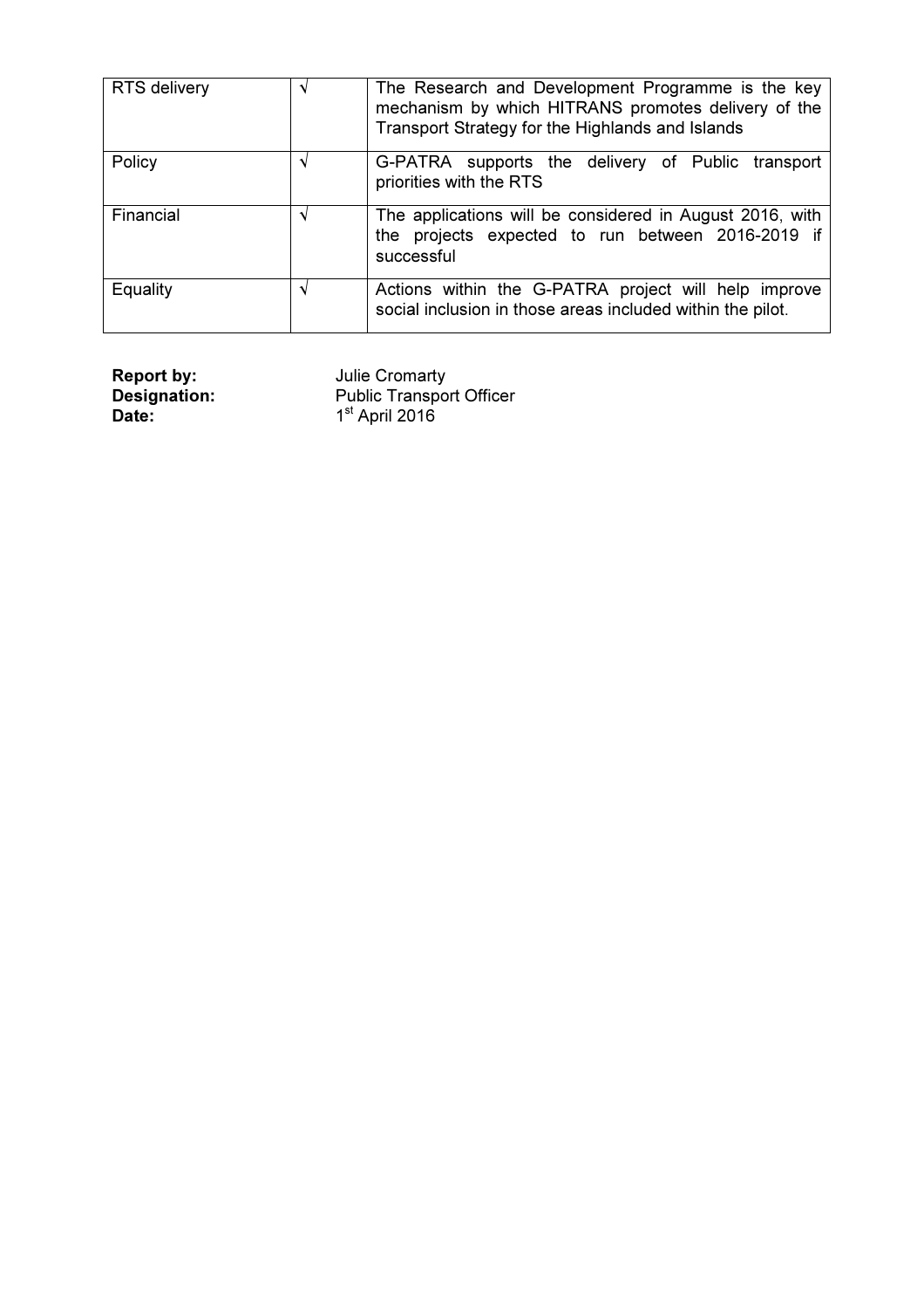| | | |
|---|---|---|
| RTS delivery | √ | The Research and Development Programme is the key mechanism by which HITRANS promotes delivery of the Transport Strategy for the Highlands and Islands |
| Policy | √ | G-PATRA supports the delivery of Public transport priorities with the RTS |
| Financial | √ | The applications will be considered in August 2016, with the projects expected to run between 2016-2019 if successful |
| Equality | √ | Actions within the G-PATRA project will help improve social inclusion in those areas included within the pilot. |

**Report by:** Julie Cromarty
**Designation:** Public Transport Officer
**Date:** 1st April 2016